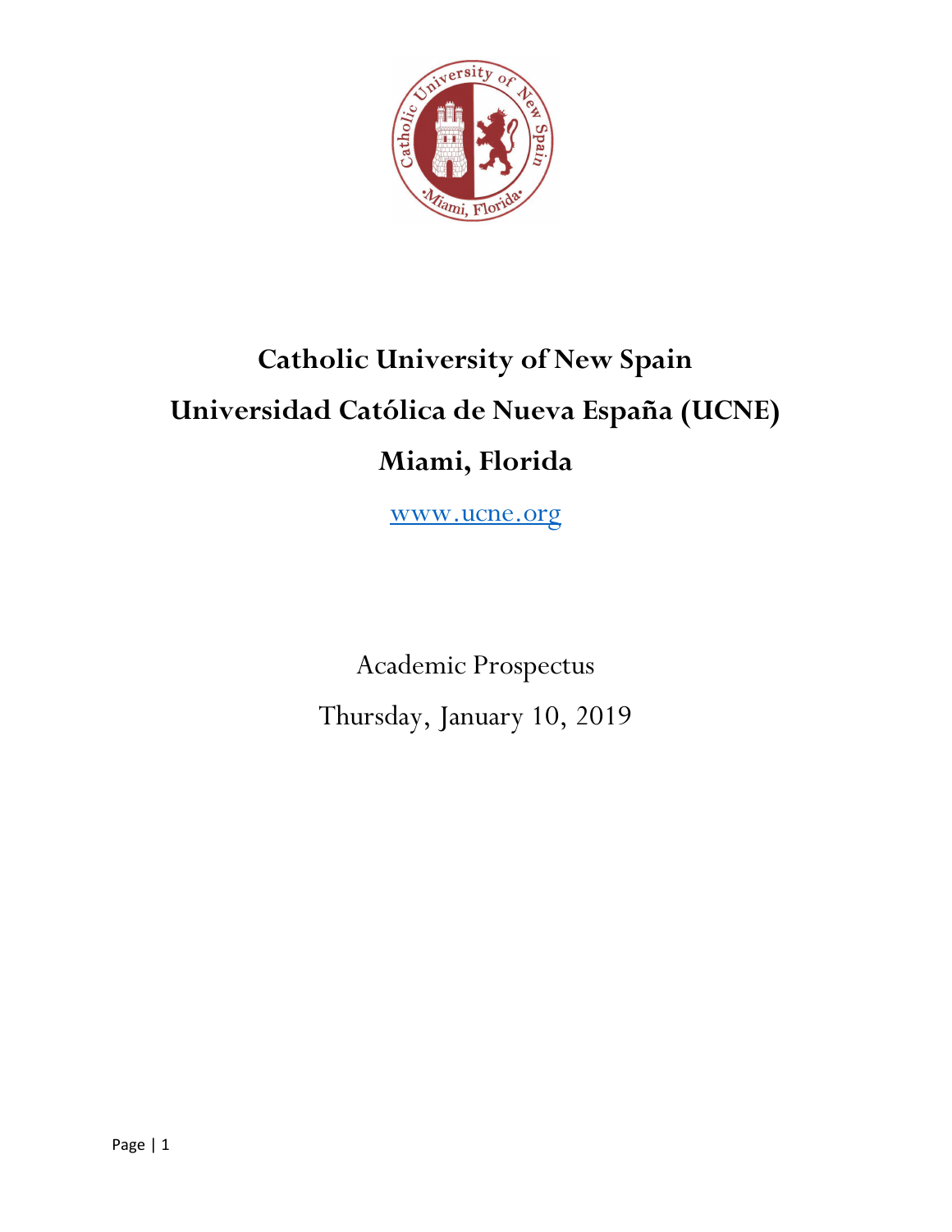# Catholic University of New Spain

# Universidad Católica de Nueva España (UCNE)

# Miami, Florida

www.ucne.org

Academic Prospectus

Thursday, January 10, 2019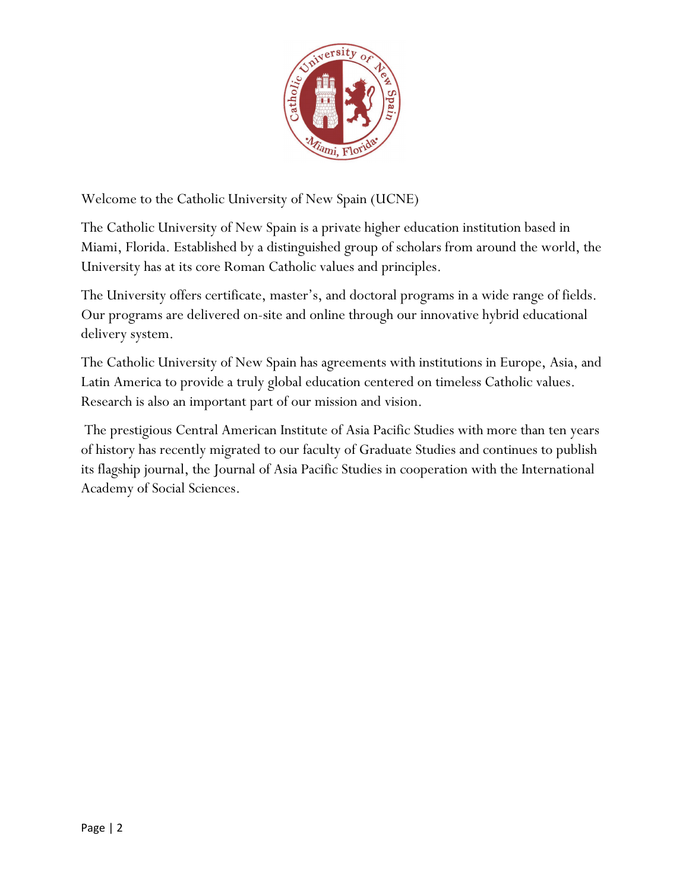Welcome to the Catholic University of New Spain (UCNE)

The Catholic University of New Spain is a private higher education institution based in Miami, Florida. Established by a distinguished group of scholars from around the world, the University has at its core Roman Catholic values and principles.

The University offers certificate, master's, and doctoral programs in a wide range of fields. Our programs are delivered on-site and online through our innovative hybrid educational delivery system.

The Catholic University of New Spain has agreements with institutions in Europe, Asia, and Latin America to provide a truly global education centered on timeless Catholic values. Research is also an important part of our mission and vision.

The prestigious Central American Institute of Asia Pacific Studies with more than ten years of history has recently migrated to our faculty of Graduate Studies and continues to publish its flagship journal, the Journal of Asia Pacific Studies in cooperation with the International Academy of Social Sciences.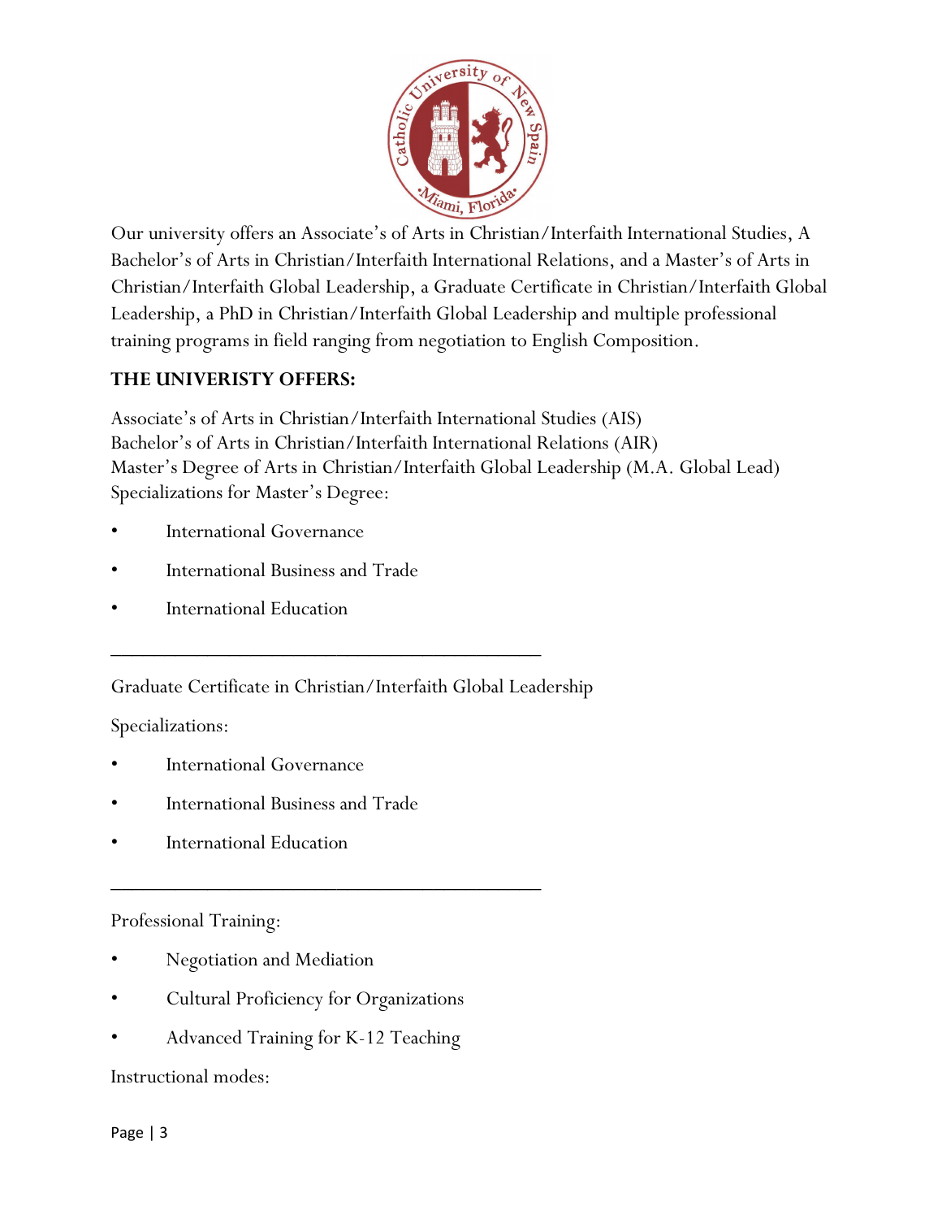Our university offers an Associate's of Arts in Christian/Interfaith International Studies, A Bachelor's of Arts in Christian/Interfaith International Relations, and a Master's of Arts in Christian/Interfaith Global Leadership, a Graduate Certificate in Christian/Interfaith Global Leadership, a PhD in Christian/Interfaith Global Leadership and multiple professional training programs in field ranging from negotiation to English Composition.

**THE UNIVERISTY OFFERS:**

Associate's of Arts in Christian/Interfaith International Studies (AIS)
Bachelor's of Arts in Christian/Interfaith International Relations (AIR)
Master's Degree of Arts in Christian/Interfaith Global Leadership (M.A. Global Lead)
Specializations for Master's Degree:

- International Governance
- International Business and Trade
- International Education

---

Graduate Certificate in Christian/Interfaith Global Leadership

Specializations:

- International Governance
- International Business and Trade
- International Education

---

Professional Training:

- Negotiation and Mediation
- Cultural Proficiency for Organizations
- Advanced Training for K-12 Teaching

Instructional modes: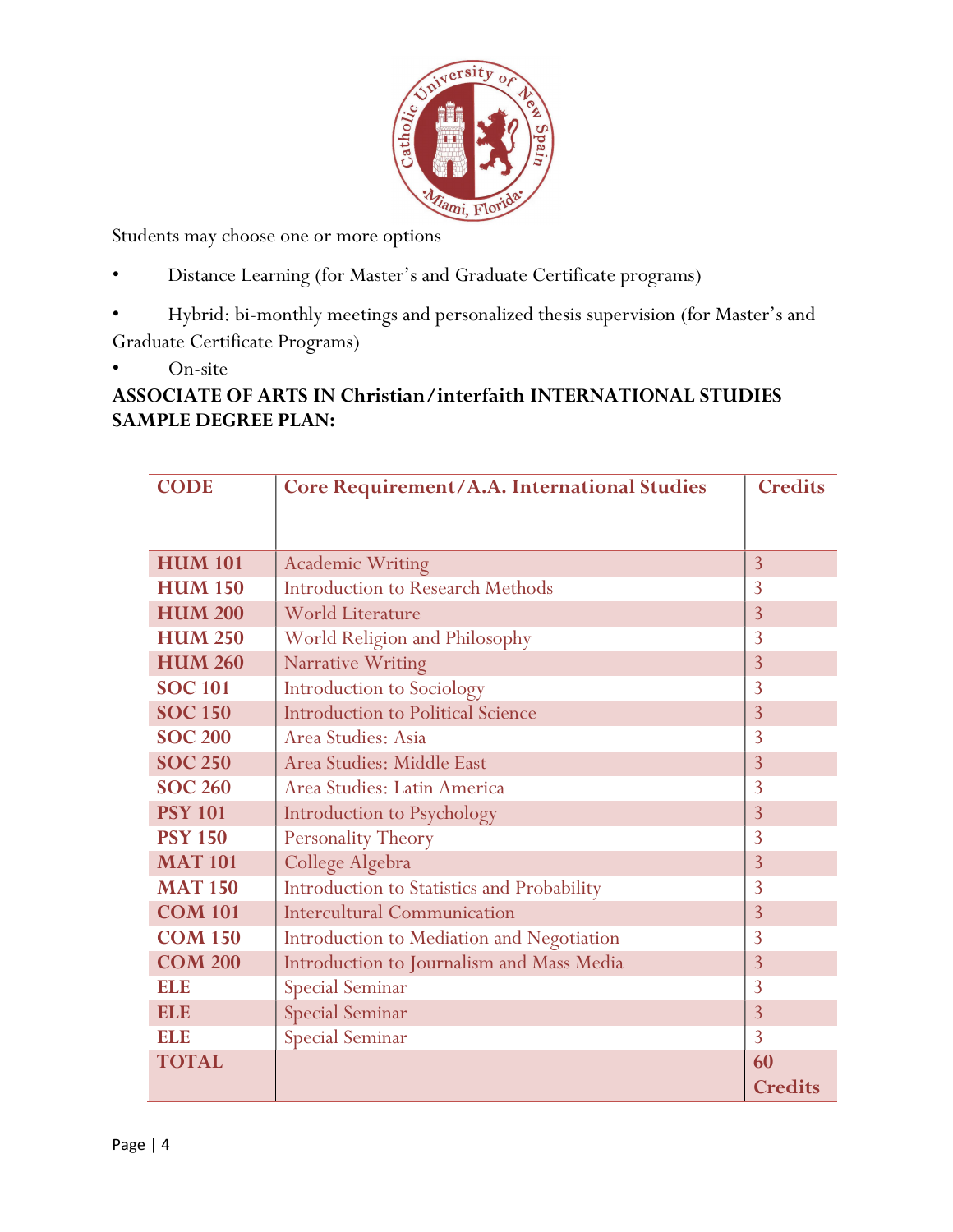Students may choose one or more options

- Distance Learning (for Master's and Graduate Certificate programs)
- Hybrid: bi-monthly meetings and personalized thesis supervision (for Master's and Graduate Certificate Programs)
- On-site

**ASSOCIATE OF ARTS IN Christian/interfaith INTERNATIONAL STUDIES SAMPLE DEGREE PLAN:**

| CODE | Core Requirement/A.A. International Studies | Credits |
|---|---|---|
| HUM 101 | Academic Writing | 3 |
| HUM 150 | Introduction to Research Methods | 3 |
| HUM 200 | World Literature | 3 |
| HUM 250 | World Religion and Philosophy | 3 |
| HUM 260 | Narrative Writing | 3 |
| SOC 101 | Introduction to Sociology | 3 |
| SOC 150 | Introduction to Political Science | 3 |
| SOC 200 | Area Studies: Asia | 3 |
| SOC 250 | Area Studies: Middle East | 3 |
| SOC 260 | Area Studies: Latin America | 3 |
| PSY 101 | Introduction to Psychology | 3 |
| PSY 150 | Personality Theory | 3 |
| MAT 101 | College Algebra | 3 |
| MAT 150 | Introduction to Statistics and Probability | 3 |
| COM 101 | Intercultural Communication | 3 |
| COM 150 | Introduction to Mediation and Negotiation | 3 |
| COM 200 | Introduction to Journalism and Mass Media | 3 |
| ELE | Special Seminar | 3 |
| ELE | Special Seminar | 3 |
| ELE | Special Seminar | 3 |
| **TOTAL** | | **60 Credits** |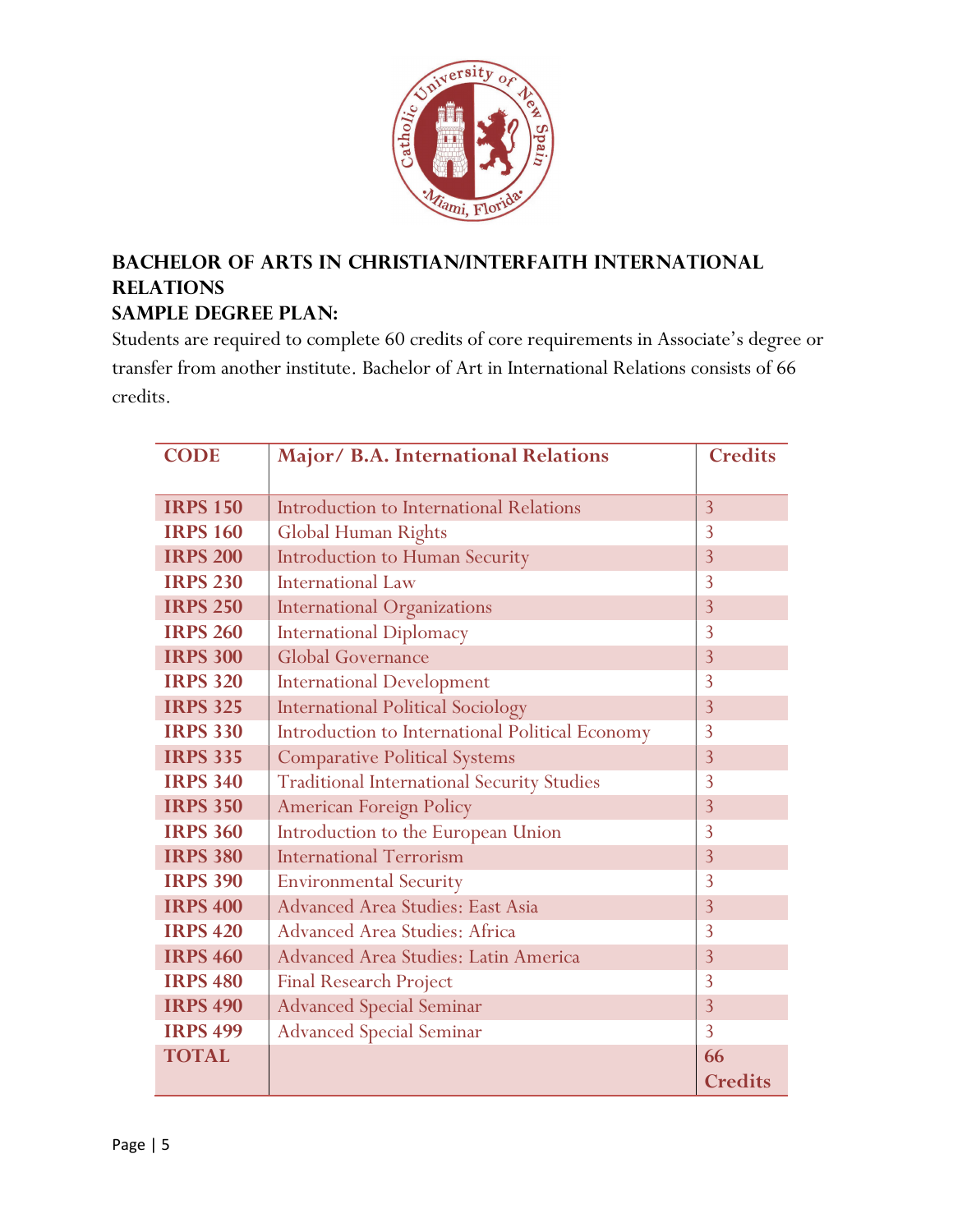## BACHELOR OF ARTS IN CHRISTIAN/INTERFAITH INTERNATIONAL RELATIONS

### SAMPLE DEGREE PLAN:

Students are required to complete 60 credits of core requirements in Associate's degree or transfer from another institute. Bachelor of Art in International Relations consists of 66 credits.

| CODE | Major/ B.A. International Relations | Credits |
|---|---|---|
| IRPS 150 | Introduction to International Relations | 3 |
| IRPS 160 | Global Human Rights | 3 |
| IRPS 200 | Introduction to Human Security | 3 |
| IRPS 230 | International Law | 3 |
| IRPS 250 | International Organizations | 3 |
| IRPS 260 | International Diplomacy | 3 |
| IRPS 300 | Global Governance | 3 |
| IRPS 320 | International Development | 3 |
| IRPS 325 | International Political Sociology | 3 |
| IRPS 330 | Introduction to International Political Economy | 3 |
| IRPS 335 | Comparative Political Systems | 3 |
| IRPS 340 | Traditional International Security Studies | 3 |
| IRPS 350 | American Foreign Policy | 3 |
| IRPS 360 | Introduction to the European Union | 3 |
| IRPS 380 | International Terrorism | 3 |
| IRPS 390 | Environmental Security | 3 |
| IRPS 400 | Advanced Area Studies: East Asia | 3 |
| IRPS 420 | Advanced Area Studies: Africa | 3 |
| IRPS 460 | Advanced Area Studies: Latin America | 3 |
| IRPS 480 | Final Research Project | 3 |
| IRPS 490 | Advanced Special Seminar | 3 |
| IRPS 499 | Advanced Special Seminar | 3 |
| TOTAL | | 66 Credits |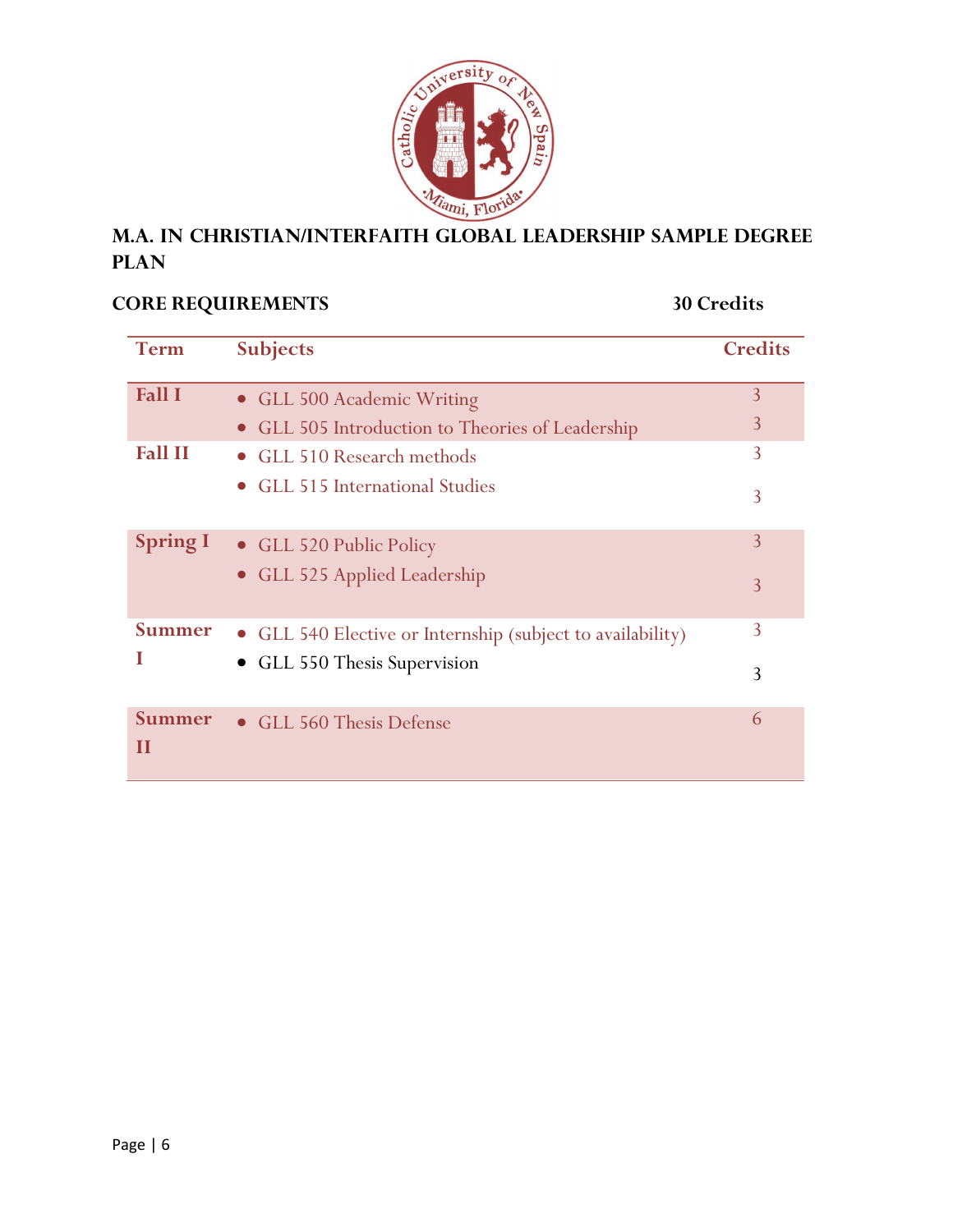## M.A. in Christian/Interfaith Global Leadership Sample Degree Plan

**CORE REQUIREMENTS** **30 Credits**

| Term | Subjects | Credits |
|---|---|---|
| Fall I | • GLL 500 Academic Writing<br>• GLL 505 Introduction to Theories of Leadership | 3<br>3 |
| Fall II | • GLL 510 Research methods<br>• GLL 515 International Studies | 3<br>3 |
| Spring I | • GLL 520 Public Policy<br>• GLL 525 Applied Leadership | 3<br>3 |
| Summer I | • GLL 540 Elective or Internship (subject to availability)<br>• GLL 550 Thesis Supervision | 3<br>3 |
| Summer II | • GLL 560 Thesis Defense | 6 |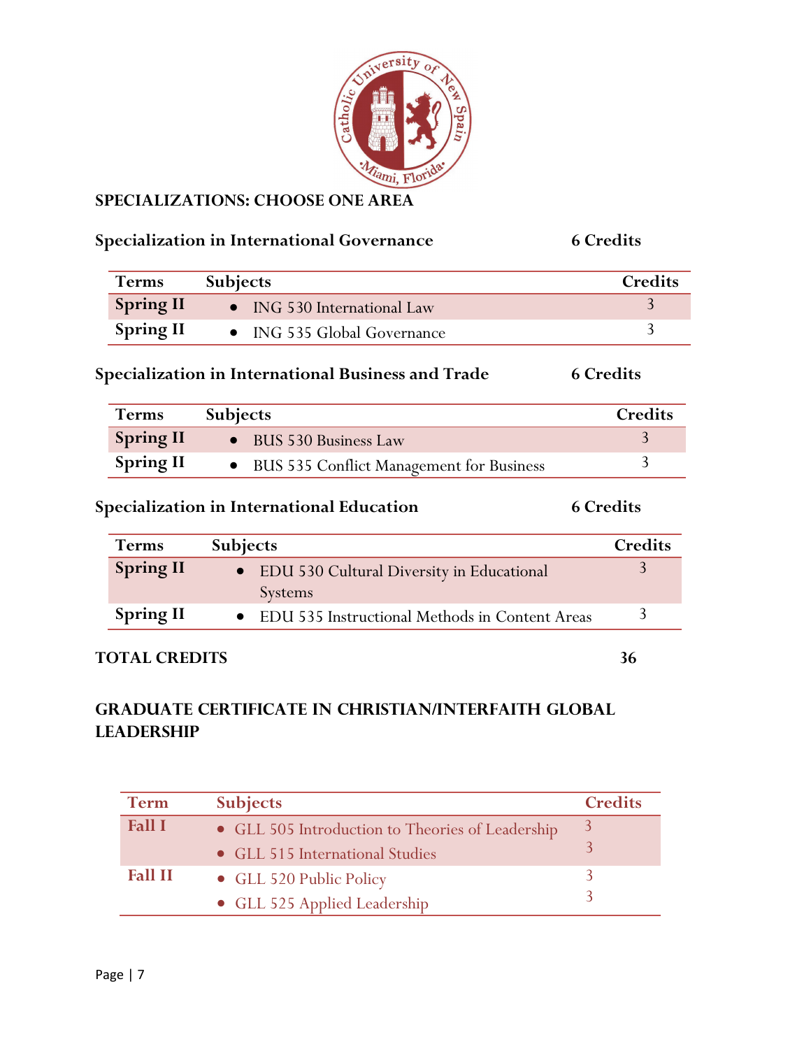## SPECIALIZATIONS: CHOOSE ONE AREA

### Specialization in International Governance — 6 Credits

| Terms | Subjects | Credits |
|---|---|---|
| Spring II | • ING 530 International Law | 3 |
| Spring II | • ING 535 Global Governance | 3 |

### Specialization in International Business and Trade — 6 Credits

| Terms | Subjects | Credits |
|---|---|---|
| Spring II | • BUS 530 Business Law | 3 |
| Spring II | • BUS 535 Conflict Management for Business | 3 |

### Specialization in International Education — 6 Credits

| Terms | Subjects | Credits |
|---|---|---|
| Spring II | • EDU 530 Cultural Diversity in Educational Systems | 3 |
| Spring II | • EDU 535 Instructional Methods in Content Areas | 3 |

**TOTAL CREDITS** — **36**

## GRADUATE CERTIFICATE IN CHRISTIAN/INTERFAITH GLOBAL LEADERSHIP

| Term | Subjects | Credits |
|---|---|---|
| Fall I | • GLL 505 Introduction to Theories of Leadership<br>• GLL 515 International Studies | 3<br>3 |
| Fall II | • GLL 520 Public Policy<br>• GLL 525 Applied Leadership | 3<br>3 |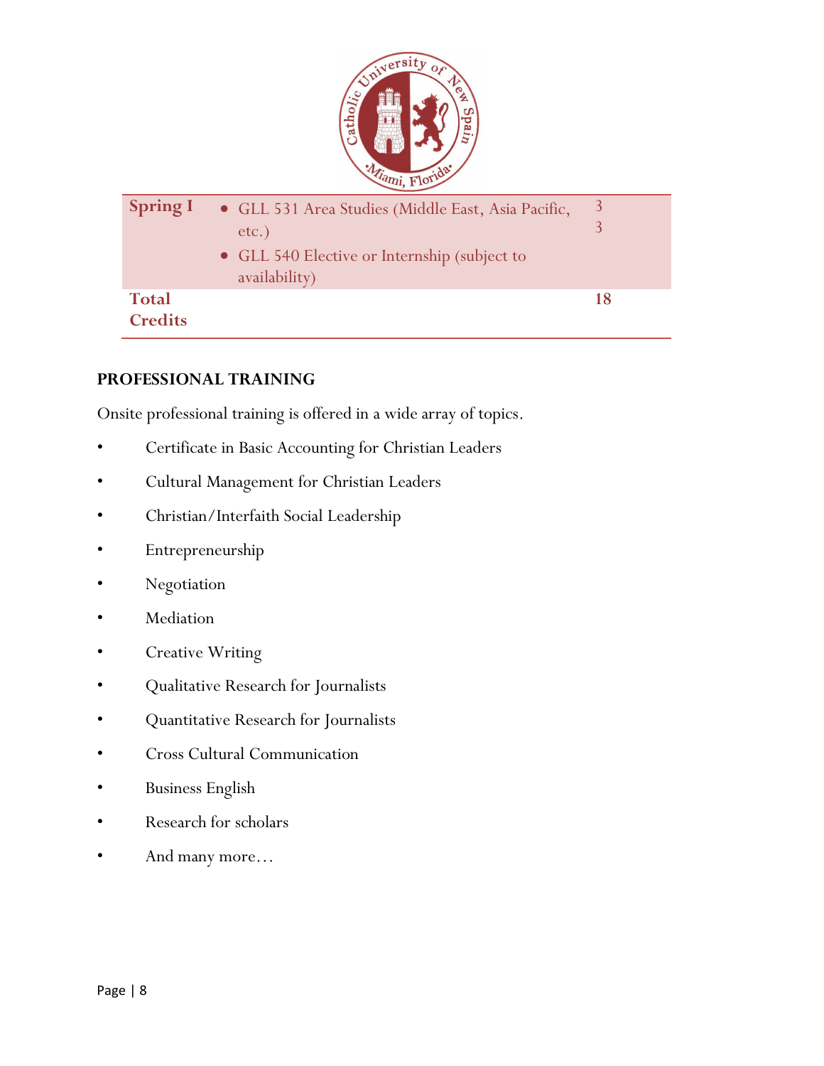| Spring I | • GLL 531 Area Studies (Middle East, Asia Pacific, etc.)<br>• GLL 540 Elective or Internship (subject to availability) | 3<br>3 |
|---|---|---|
| **Total Credits** | | **18** |

**PROFESSIONAL TRAINING**

Onsite professional training is offered in a wide array of topics.

- Certificate in Basic Accounting for Christian Leaders
- Cultural Management for Christian Leaders
- Christian/Interfaith Social Leadership
- Entrepreneurship
- Negotiation
- Mediation
- Creative Writing
- Qualitative Research for Journalists
- Quantitative Research for Journalists
- Cross Cultural Communication
- Business English
- Research for scholars
- And many more…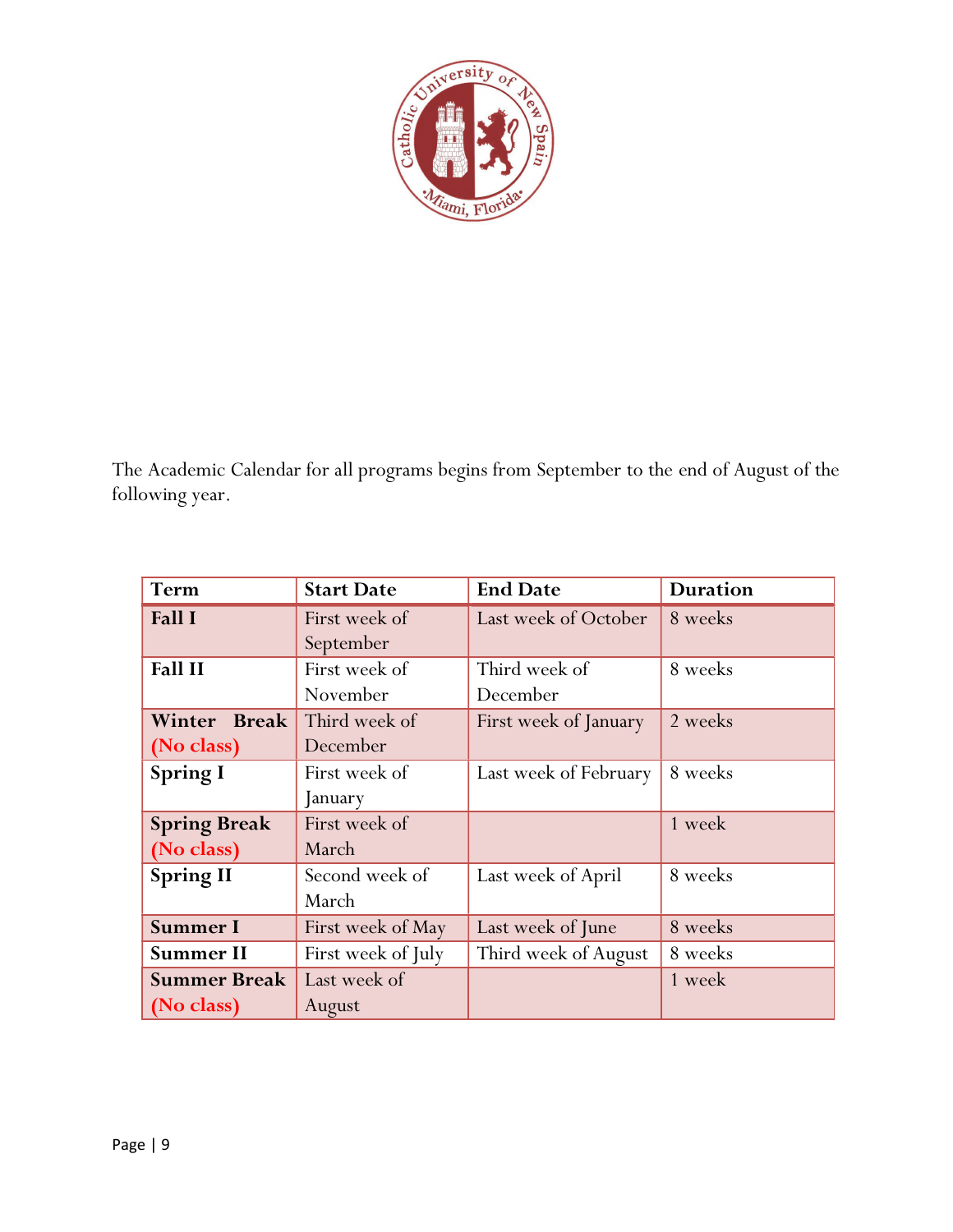The Academic Calendar for all programs begins from September to the end of August of the following year.

| Term | Start Date | End Date | Duration |
| --- | --- | --- | --- |
| **Fall I** | First week of September | Last week of October | 8 weeks |
| **Fall II** | First week of November | Third week of December | 8 weeks |
| **Winter Break (No class)** | Third week of December | First week of January | 2 weeks |
| **Spring I** | First week of January | Last week of February | 8 weeks |
| **Spring Break (No class)** | First week of March | | 1 week |
| **Spring II** | Second week of March | Last week of April | 8 weeks |
| **Summer I** | First week of May | Last week of June | 8 weeks |
| **Summer II** | First week of July | Third week of August | 8 weeks |
| **Summer Break (No class)** | Last week of August | | 1 week |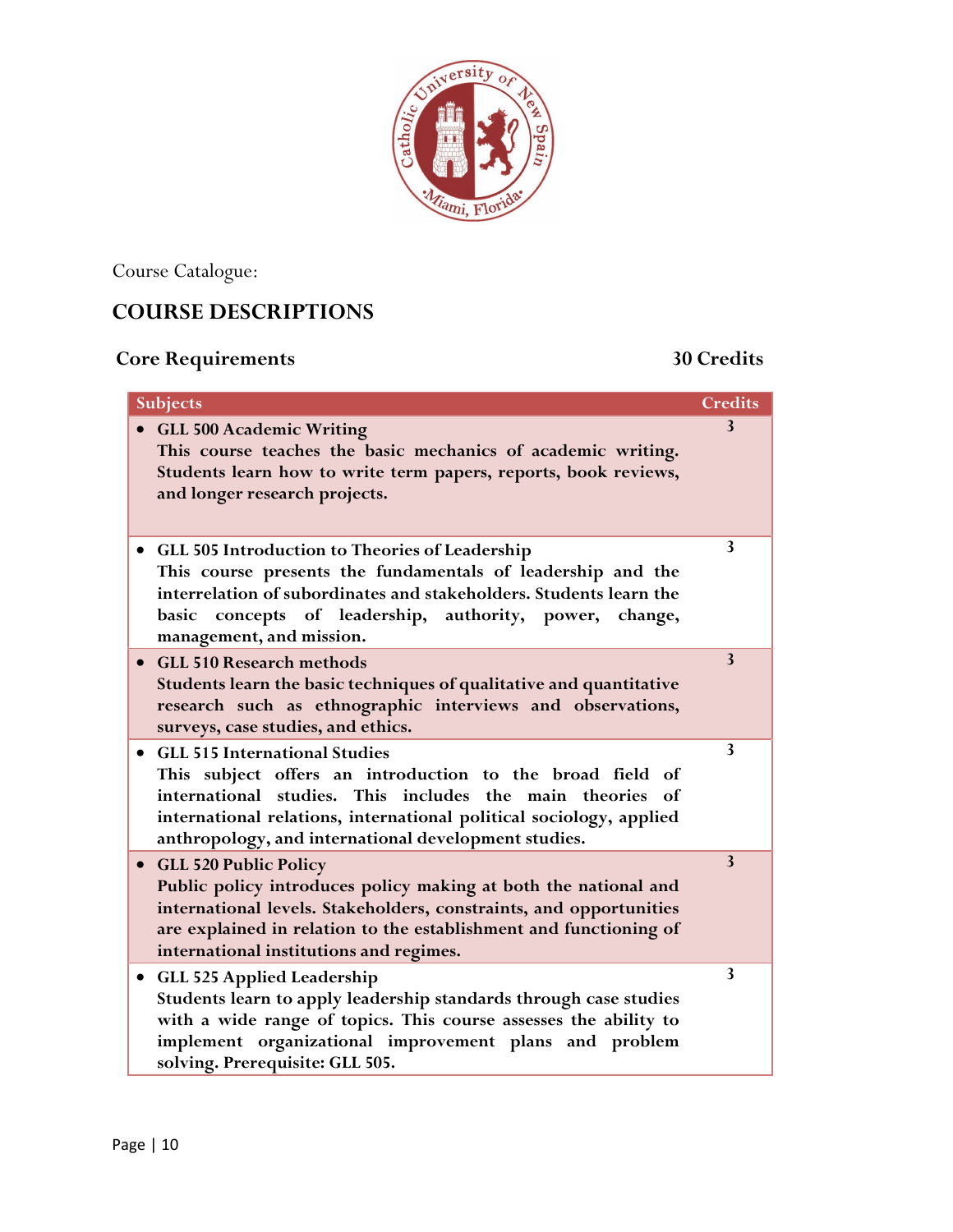Course Catalogue:

## COURSE DESCRIPTIONS

### Core Requirements 30 Credits

| Subjects | Credits |
|---|---|
| • **GLL 500 Academic Writing** This course teaches the basic mechanics of academic writing. Students learn how to write term papers, reports, book reviews, and longer research projects. | 3 |
| • **GLL 505 Introduction to Theories of Leadership** This course presents the fundamentals of leadership and the interrelation of subordinates and stakeholders. Students learn the basic concepts of leadership, authority, power, change, management, and mission. | 3 |
| • **GLL 510 Research methods** Students learn the basic techniques of qualitative and quantitative research such as ethnographic interviews and observations, surveys, case studies, and ethics. | 3 |
| • **GLL 515 International Studies** This subject offers an introduction to the broad field of international studies. This includes the main theories of international relations, international political sociology, applied anthropology, and international development studies. | 3 |
| • **GLL 520 Public Policy** Public policy introduces policy making at both the national and international levels. Stakeholders, constraints, and opportunities are explained in relation to the establishment and functioning of international institutions and regimes. | 3 |
| • **GLL 525 Applied Leadership** Students learn to apply leadership standards through case studies with a wide range of topics. This course assesses the ability to implement organizational improvement plans and problem solving. Prerequisite: GLL 505. | 3 |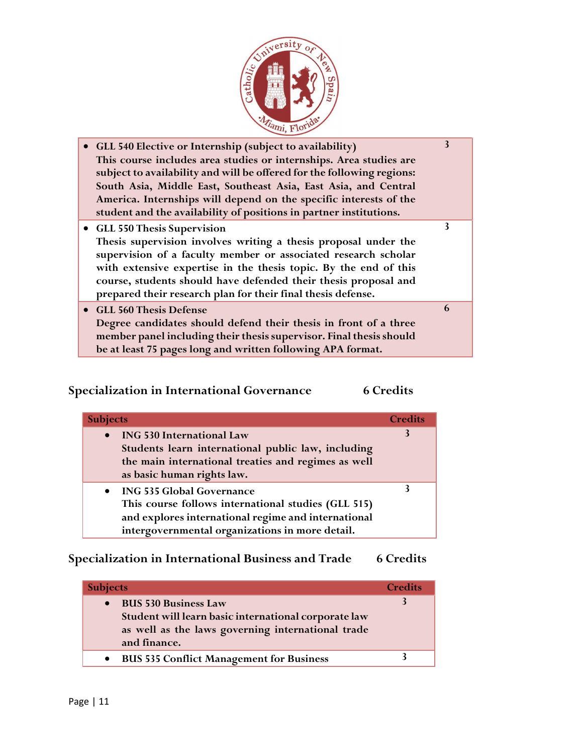| | |
|---|---|
| • **GLL 540 Elective or Internship (subject to availability)**<br>**This course includes area studies or internships. Area studies are subject to availability and will be offered for the following regions: South Asia, Middle East, Southeast Asia, East Asia, and Central America. Internships will depend on the specific interests of the student and the availability of positions in partner institutions.** | **3** |
| • **GLL 550 Thesis Supervision**<br>**Thesis supervision involves writing a thesis proposal under the supervision of a faculty member or associated research scholar with extensive expertise in the thesis topic. By the end of this course, students should have defended their thesis proposal and prepared their research plan for their final thesis defense.** | **3** |
| • **GLL 560 Thesis Defense**<br>**Degree candidates should defend their thesis in front of a three member panel including their thesis supervisor. Final thesis should be at least 75 pages long and written following APA format.** | **6** |

## Specialization in International Governance 6 Credits

| Subjects | Credits |
|---|---|
| • **ING 530 International Law**<br>**Students learn international public law, including the main international treaties and regimes as well as basic human rights law.** | **3** |
| • **ING 535 Global Governance**<br>**This course follows international studies (GLL 515) and explores international regime and international intergovernmental organizations in more detail.** | **3** |

## Specialization in International Business and Trade 6 Credits

| Subjects | Credits |
|---|---|
| • **BUS 530 Business Law**<br>**Student will learn basic international corporate law as well as the laws governing international trade and finance.** | **3** |
| • **BUS 535 Conflict Management for Business** | **3** |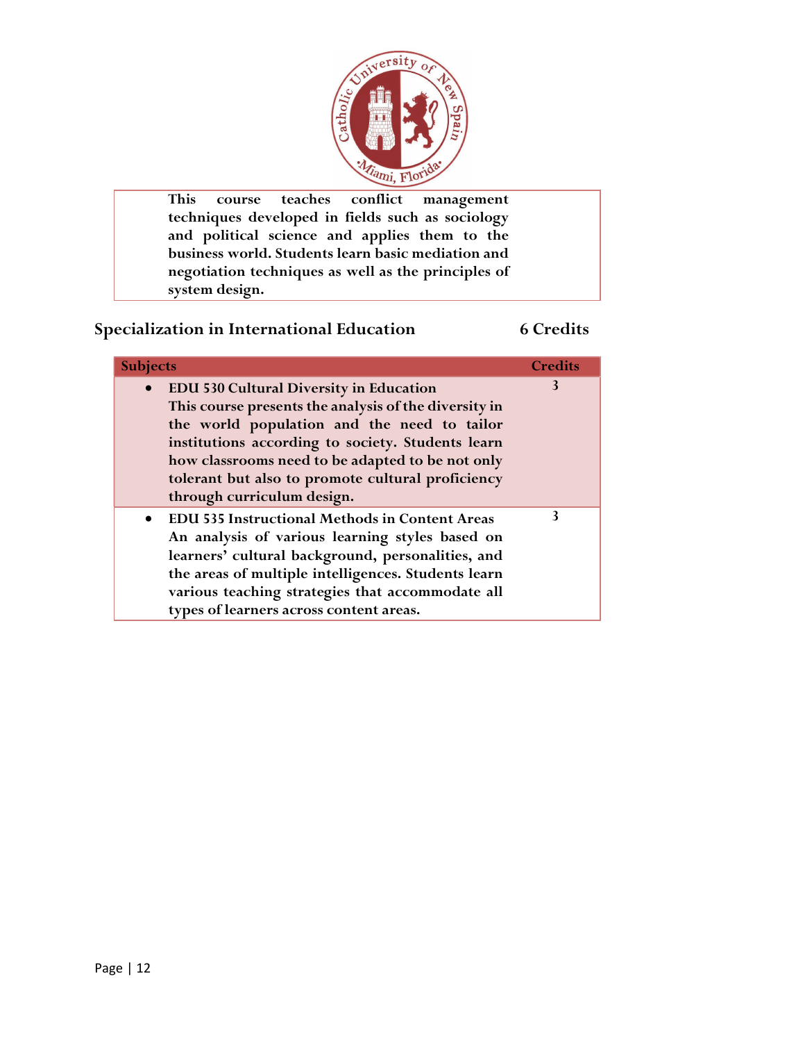| | |
|---|---|
| This course teaches conflict management techniques developed in fields such as sociology and political science and applies them to the business world. Students learn basic mediation and negotiation techniques as well as the principles of system design. | |

## Specialization in International Education — 6 Credits

| Subjects | Credits |
|---|---|
| • **EDU 530 Cultural Diversity in Education**<br>This course presents the analysis of the diversity in the world population and the need to tailor institutions according to society. Students learn how classrooms need to be adapted to be not only tolerant but also to promote cultural proficiency through curriculum design. | 3 |
| • **EDU 535 Instructional Methods in Content Areas**<br>An analysis of various learning styles based on learners' cultural background, personalities, and the areas of multiple intelligences. Students learn various teaching strategies that accommodate all types of learners across content areas. | 3 |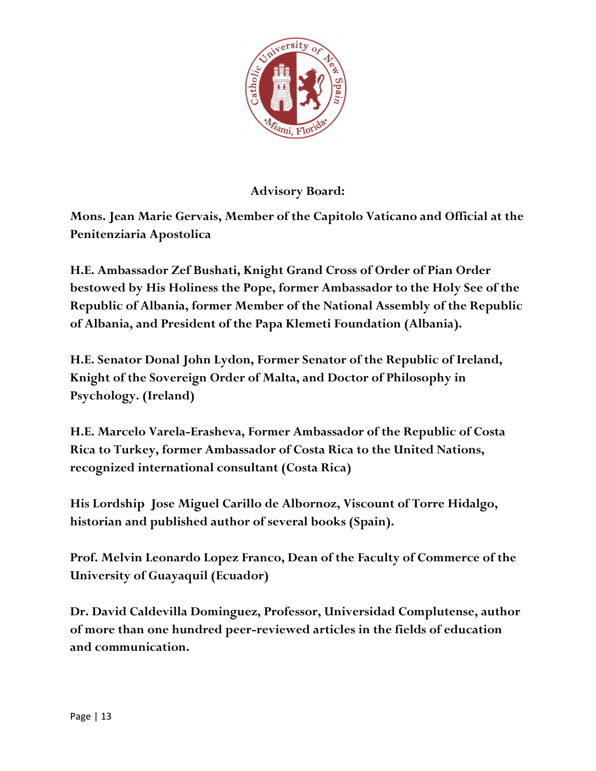**Advisory Board:**

**Mons. Jean Marie Gervais, Member of the Capitolo Vaticano and Official at the Penitenziaria Apostolica**

**H.E. Ambassador Zef Bushati, Knight Grand Cross of Order of Pian Order bestowed by His Holiness the Pope, former Ambassador to the Holy See of the Republic of Albania, former Member of the National Assembly of the Republic of Albania, and President of the Papa Klemeti Foundation (Albania).**

**H.E. Senator Donal John Lydon, Former Senator of the Republic of Ireland, Knight of the Sovereign Order of Malta, and Doctor of Philosophy in Psychology. (Ireland)**

**H.E. Marcelo Varela-Erasheva, Former Ambassador of the Republic of Costa Rica to Turkey, former Ambassador of Costa Rica to the United Nations, recognized international consultant (Costa Rica)**

**His Lordship Jose Miguel Carillo de Albornoz, Viscount of Torre Hidalgo, historian and published author of several books (Spain).**

**Prof. Melvin Leonardo Lopez Franco, Dean of the Faculty of Commerce of the University of Guayaquil (Ecuador)**

**Dr. David Caldevilla Dominguez, Professor, Universidad Complutense, author of more than one hundred peer-reviewed articles in the fields of education and communication.**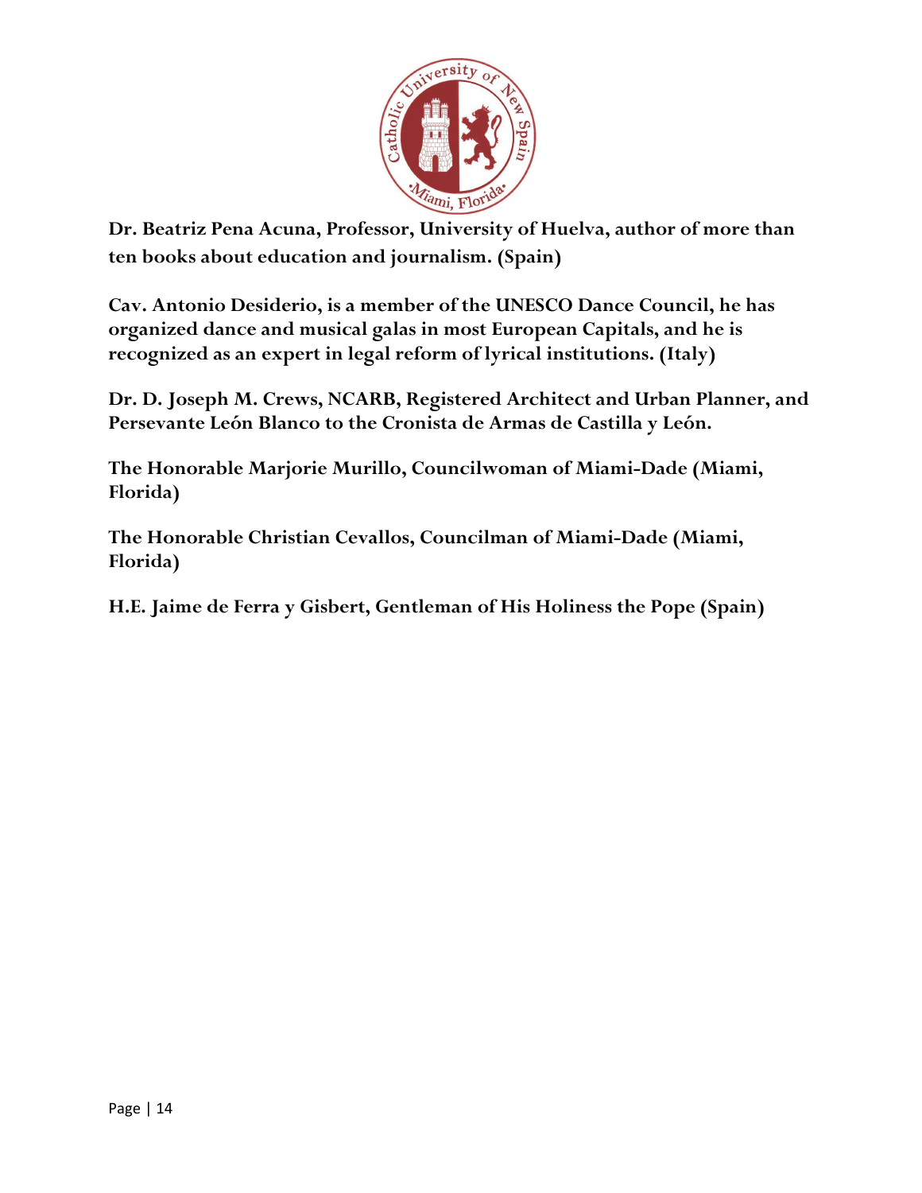**Dr. Beatriz Pena Acuna, Professor, University of Huelva, author of more than ten books about education and journalism. (Spain)**

**Cav. Antonio Desiderio, is a member of the UNESCO Dance Council, he has organized dance and musical galas in most European Capitals, and he is recognized as an expert in legal reform of lyrical institutions. (Italy)**

**Dr. D. Joseph M. Crews, NCARB, Registered Architect and Urban Planner, and Persevante León Blanco to the Cronista de Armas de Castilla y León.**

**The Honorable Marjorie Murillo, Councilwoman of Miami-Dade (Miami, Florida)**

**The Honorable Christian Cevallos, Councilman of Miami-Dade (Miami, Florida)**

**H.E. Jaime de Ferra y Gisbert, Gentleman of His Holiness the Pope (Spain)**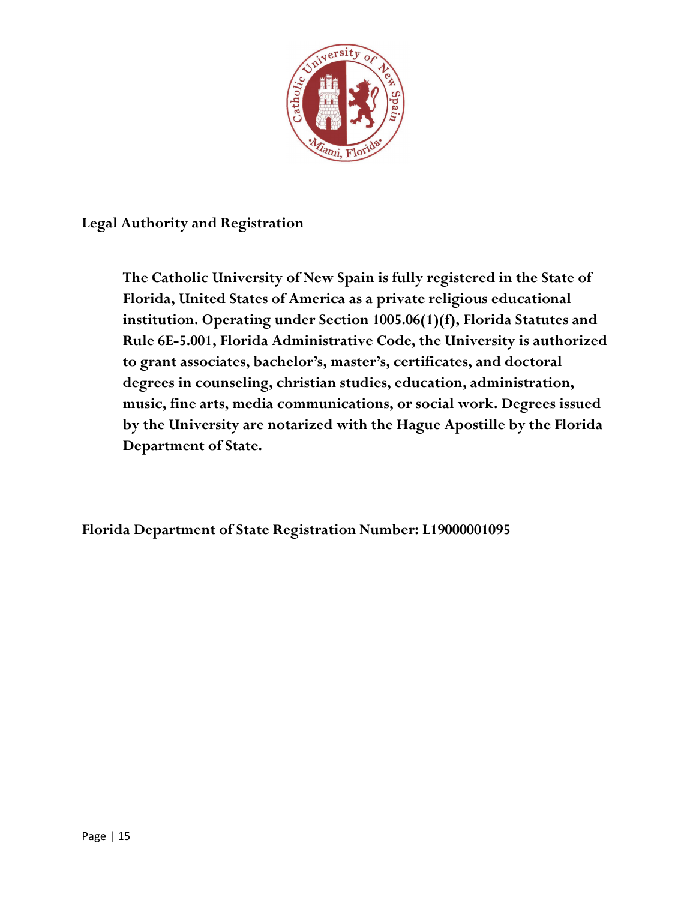**Legal Authority and Registration**

> **The Catholic University of New Spain is fully registered in the State of Florida, United States of America as a private religious educational institution. Operating under Section 1005.06(1)(f), Florida Statutes and Rule 6E-5.001, Florida Administrative Code, the University is authorized to grant associates, bachelor's, master's, certificates, and doctoral degrees in counseling, christian studies, education, administration, music, fine arts, media communications, or social work. Degrees issued by the University are notarized with the Hague Apostille by the Florida Department of State.**

**Florida Department of State Registration Number: L19000001095**